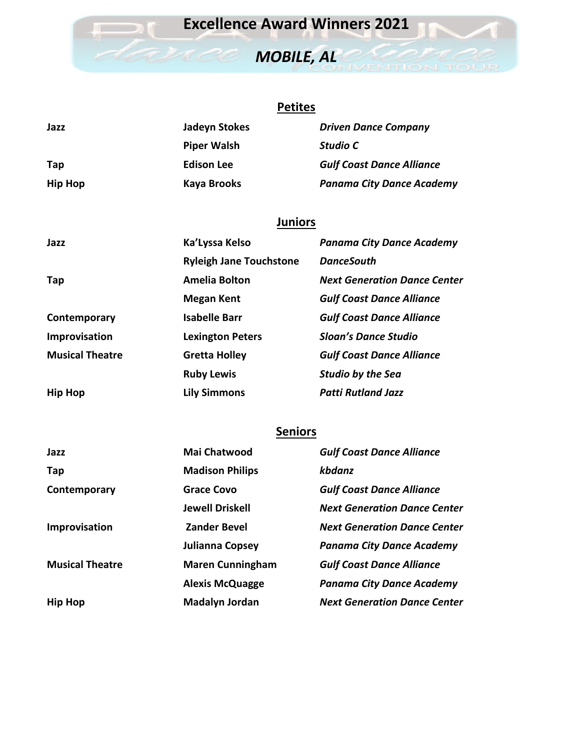# Excellence Award Winners 2021

## *MOBILE, AL*

### Petites

| | | |
|---|---|---|
| **Jazz** | **Jadeyn Stokes** | ***Driven Dance Company*** |
| | **Piper Walsh** | ***Studio C*** |
| **Tap** | **Edison Lee** | ***Gulf Coast Dance Alliance*** |
| **Hip Hop** | **Kaya Brooks** | ***Panama City Dance Academy*** |

### Juniors

| | | |
|---|---|---|
| **Jazz** | **Ka'Lyssa Kelso** | ***Panama City Dance Academy*** |
| | **Ryleigh Jane Touchstone** | ***DanceSouth*** |
| **Tap** | **Amelia Bolton** | ***Next Generation Dance Center*** |
| | **Megan Kent** | ***Gulf Coast Dance Alliance*** |
| **Contemporary** | **Isabelle Barr** | ***Gulf Coast Dance Alliance*** |
| **Improvisation** | **Lexington Peters** | ***Sloan's Dance Studio*** |
| **Musical Theatre** | **Gretta Holley** | ***Gulf Coast Dance Alliance*** |
| | **Ruby Lewis** | ***Studio by the Sea*** |
| **Hip Hop** | **Lily Simmons** | ***Patti Rutland Jazz*** |

### Seniors

| | | |
|---|---|---|
| **Jazz** | **Mai Chatwood** | ***Gulf Coast Dance Alliance*** |
| **Tap** | **Madison Philips** | ***kbdanz*** |
| **Contemporary** | **Grace Covo** | ***Gulf Coast Dance Alliance*** |
| | **Jewell Driskell** | ***Next Generation Dance Center*** |
| **Improvisation** | **Zander Bevel** | ***Next Generation Dance Center*** |
| | **Julianna Copsey** | ***Panama City Dance Academy*** |
| **Musical Theatre** | **Maren Cunningham** | ***Gulf Coast Dance Alliance*** |
| | **Alexis McQuagge** | ***Panama City Dance Academy*** |
| **Hip Hop** | **Madalyn Jordan** | ***Next Generation Dance Center*** |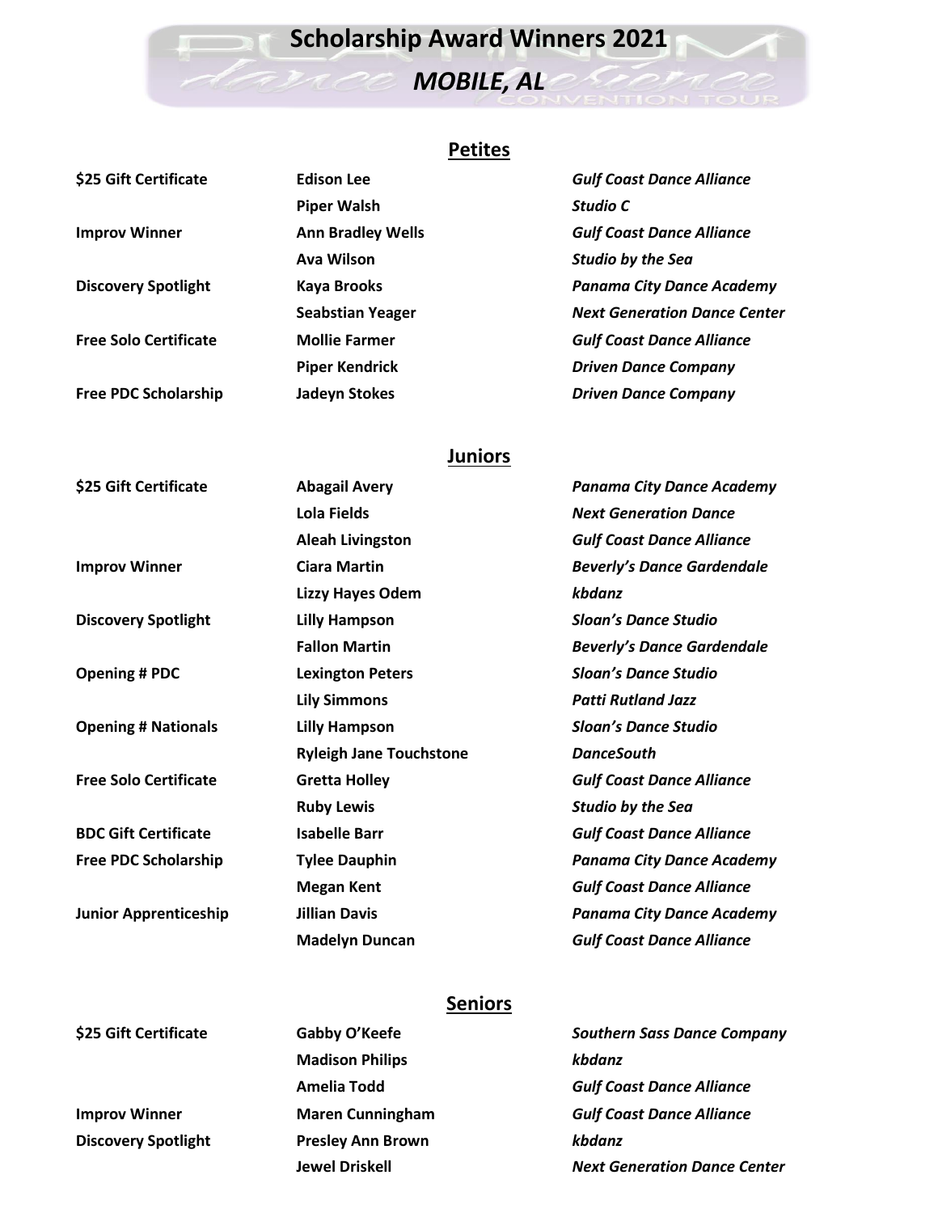# Scholarship Award Winners 2021

## *MOBILE, AL*

### Petites

| | | |
|---|---|---|
| **$25 Gift Certificate** | **Edison Lee** | ***Gulf Coast Dance Alliance*** |
| | **Piper Walsh** | ***Studio C*** |
| **Improv Winner** | **Ann Bradley Wells** | ***Gulf Coast Dance Alliance*** |
| | **Ava Wilson** | ***Studio by the Sea*** |
| **Discovery Spotlight** | **Kaya Brooks** | ***Panama City Dance Academy*** |
| | **Seabstian Yeager** | ***Next Generation Dance Center*** |
| **Free Solo Certificate** | **Mollie Farmer** | ***Gulf Coast Dance Alliance*** |
| | **Piper Kendrick** | ***Driven Dance Company*** |
| **Free PDC Scholarship** | **Jadeyn Stokes** | ***Driven Dance Company*** |

### Juniors

| | | |
|---|---|---|
| **$25 Gift Certificate** | **Abagail Avery** | ***Panama City Dance Academy*** |
| | **Lola Fields** | ***Next Generation Dance*** |
| | **Aleah Livingston** | ***Gulf Coast Dance Alliance*** |
| **Improv Winner** | **Ciara Martin** | ***Beverly's Dance Gardendale*** |
| | **Lizzy Hayes Odem** | ***kbdanz*** |
| **Discovery Spotlight** | **Lilly Hampson** | ***Sloan's Dance Studio*** |
| | **Fallon Martin** | ***Beverly's Dance Gardendale*** |
| **Opening # PDC** | **Lexington Peters** | ***Sloan's Dance Studio*** |
| | **Lily Simmons** | ***Patti Rutland Jazz*** |
| **Opening # Nationals** | **Lilly Hampson** | ***Sloan's Dance Studio*** |
| | **Ryleigh Jane Touchstone** | ***DanceSouth*** |
| **Free Solo Certificate** | **Gretta Holley** | ***Gulf Coast Dance Alliance*** |
| | **Ruby Lewis** | ***Studio by the Sea*** |
| **BDC Gift Certificate** | **Isabelle Barr** | ***Gulf Coast Dance Alliance*** |
| **Free PDC Scholarship** | **Tylee Dauphin** | ***Panama City Dance Academy*** |
| | **Megan Kent** | ***Gulf Coast Dance Alliance*** |
| **Junior Apprenticeship** | **Jillian Davis** | ***Panama City Dance Academy*** |
| | **Madelyn Duncan** | ***Gulf Coast Dance Alliance*** |

### Seniors

| | | |
|---|---|---|
| **$25 Gift Certificate** | **Gabby O'Keefe** | ***Southern Sass Dance Company*** |
| | **Madison Philips** | ***kbdanz*** |
| | **Amelia Todd** | ***Gulf Coast Dance Alliance*** |
| **Improv Winner** | **Maren Cunningham** | ***Gulf Coast Dance Alliance*** |
| **Discovery Spotlight** | **Presley Ann Brown** | ***kbdanz*** |
| | **Jewel Driskell** | ***Next Generation Dance Center*** |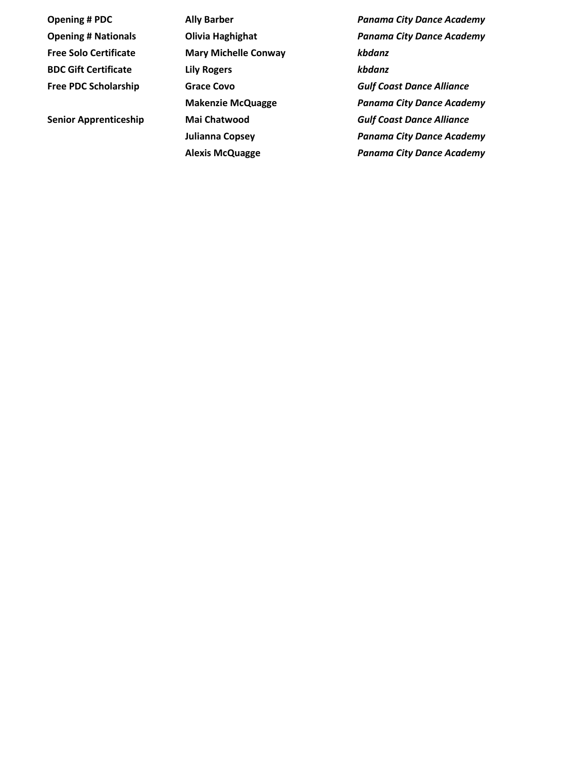| | | |
|---|---|---|
| **Opening # PDC** | **Ally Barber** | ***Panama City Dance Academy*** |
| **Opening # Nationals** | **Olivia Haghighat** | ***Panama City Dance Academy*** |
| **Free Solo Certificate** | **Mary Michelle Conway** | ***kbdanz*** |
| **BDC Gift Certificate** | **Lily Rogers** | ***kbdanz*** |
| **Free PDC Scholarship** | **Grace Covo** | ***Gulf Coast Dance Alliance*** |
| | **Makenzie McQuagge** | ***Panama City Dance Academy*** |
| **Senior Apprenticeship** | **Mai Chatwood** | ***Gulf Coast Dance Alliance*** |
| | **Julianna Copsey** | ***Panama City Dance Academy*** |
| | **Alexis McQuagge** | ***Panama City Dance Academy*** |